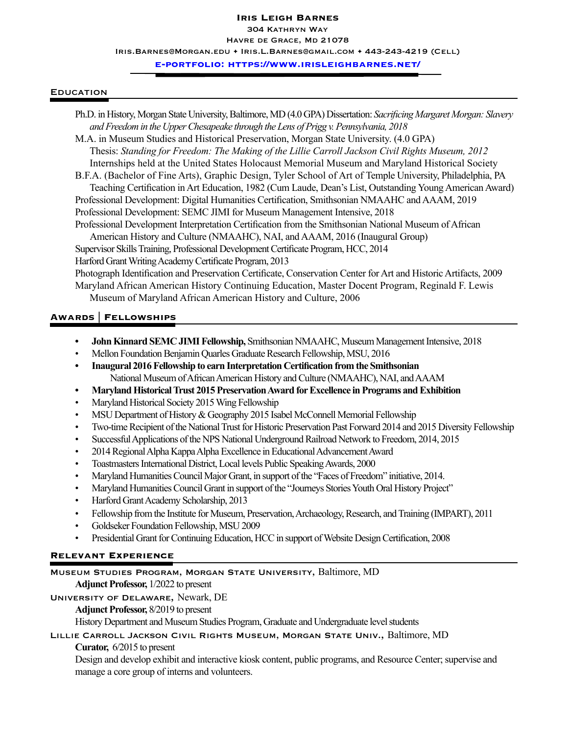# Iris Leigh Barnes

304 Kathryn Way
Havre de Grace, Md 21078
Iris.Barnes@Morgan.edu ♦ Iris.L.Barnes@gmail.com ♦ 443-243-4219 (Cell)

**e-portfolio: https://www.irisleighbarnes.net/**

## Education

Ph.D. in History, Morgan State University, Baltimore, MD (4.0 GPA) Dissertation: *Sacrificing Margaret Morgan: Slavery and Freedom in the Upper Chesapeake through the Lens of Prigg v. Pennsylvania, 2018*

M.A. in Museum Studies and Historical Preservation, Morgan State University. (4.0 GPA)
Thesis: *Standing for Freedom: The Making of the Lillie Carroll Jackson Civil Rights Museum, 2012*
Internships held at the United States Holocaust Memorial Museum and Maryland Historical Society

B.F.A. (Bachelor of Fine Arts), Graphic Design, Tyler School of Art of Temple University, Philadelphia, PA
Teaching Certification in Art Education, 1982 (Cum Laude, Dean's List, Outstanding Young American Award)

Professional Development: Digital Humanities Certification, Smithsonian NMAAHC and AAAM, 2019

Professional Development: SEMC JIMI for Museum Management Intensive, 2018

Professional Development Interpretation Certification from the Smithsonian National Museum of African American History and Culture (NMAAHC), NAI, and AAAM, 2016 (Inaugural Group)

Supervisor Skills Training, Professional Development Certificate Program, HCC, 2014

Harford Grant Writing Academy Certificate Program, 2013

Photograph Identification and Preservation Certificate, Conservation Center for Art and Historic Artifacts, 2009

Maryland African American History Continuing Education, Master Docent Program, Reginald F. Lewis Museum of Maryland African American History and Culture, 2006

## Awards | Fellowships

- **John Kinnard SEMC JIMI Fellowship,** Smithsonian NMAAHC, Museum Management Intensive, 2018
- Mellon Foundation Benjamin Quarles Graduate Research Fellowship, MSU, 2016
- **Inaugural 2016 Fellowship to earn Interpretation Certification from the Smithsonian** National Museum of African American History and Culture (NMAAHC), NAI, and AAAM
- **Maryland Historical Trust 2015 Preservation Award for Excellence in Programs and Exhibition**
- Maryland Historical Society 2015 Wing Fellowship
- MSU Department of History & Geography 2015 Isabel McConnell Memorial Fellowship
- Two-time Recipient of the National Trust for Historic Preservation Past Forward 2014 and 2015 Diversity Fellowship
- Successful Applications of the NPS National Underground Railroad Network to Freedom, 2014, 2015
- 2014 Regional Alpha Kappa Alpha Excellence in Educational Advancement Award
- Toastmasters International District, Local levels Public Speaking Awards, 2000
- Maryland Humanities Council Major Grant, in support of the "Faces of Freedom" initiative, 2014.
- Maryland Humanities Council Grant in support of the "Journeys Stories Youth Oral History Project"
- Harford Grant Academy Scholarship, 2013
- Fellowship from the Institute for Museum, Preservation, Archaeology, Research, and Training (IMPART), 2011
- Goldseker Foundation Fellowship, MSU 2009
- Presidential Grant for Continuing Education, HCC in support of Website Design Certification, 2008

## Relevant Experience

Museum Studies Program, Morgan State University, Baltimore, MD
**Adjunct Professor,** 1/2022 to present

University of Delaware, Newark, DE
**Adjunct Professor,** 8/2019 to present
History Department and Museum Studies Program, Graduate and Undergraduate level students

Lillie Carroll Jackson Civil Rights Museum, Morgan State Univ., Baltimore, MD
**Curator,** 6/2015 to present
Design and develop exhibit and interactive kiosk content, public programs, and Resource Center; supervise and manage a core group of interns and volunteers.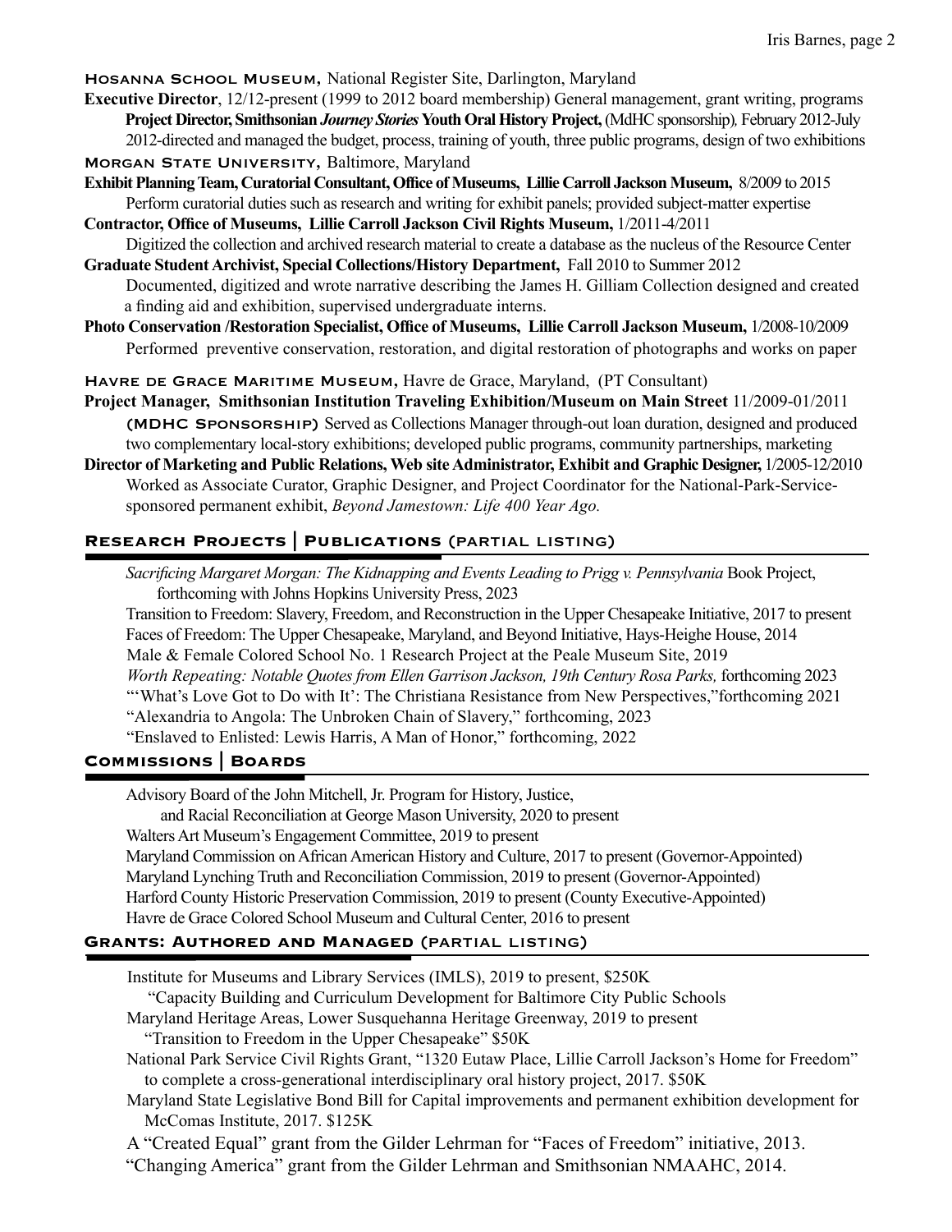**Hosanna School Museum,** National Register Site, Darlington, Maryland

**Executive Director**, 12/12-present (1999 to 2012 board membership) General management, grant writing, programs

**Project Director, Smithsonian *Journey Stories* Youth Oral History Project,** (MdHC sponsorship), February 2012-July 2012-directed and managed the budget, process, training of youth, three public programs, design of two exhibitions

**Morgan State University,** Baltimore, Maryland

**Exhibit Planning Team, Curatorial Consultant, Office of Museums, Lillie Carroll Jackson Museum,** 8/2009 to 2015
Perform curatorial duties such as research and writing for exhibit panels; provided subject-matter expertise

**Contractor, Office of Museums, Lillie Carroll Jackson Civil Rights Museum,** 1/2011-4/2011
Digitized the collection and archived research material to create a database as the nucleus of the Resource Center

**Graduate Student Archivist, Special Collections/History Department,** Fall 2010 to Summer 2012
Documented, digitized and wrote narrative describing the James H. Gilliam Collection designed and created a finding aid and exhibition, supervised undergraduate interns.

**Photo Conservation /Restoration Specialist, Office of Museums, Lillie Carroll Jackson Museum,** 1/2008-10/2009
Performed preventive conservation, restoration, and digital restoration of photographs and works on paper

**Havre de Grace Maritime Museum,** Havre de Grace, Maryland, (PT Consultant)

**Project Manager, Smithsonian Institution Traveling Exhibition/Museum on Main Street** 11/2009-01/2011
**(MDHC Sponsorship)** Served as Collections Manager through-out loan duration, designed and produced two complementary local-story exhibitions; developed public programs, community partnerships, marketing

**Director of Marketing and Public Relations, Web site Administrator, Exhibit and Graphic Designer,** 1/2005-12/2010
Worked as Associate Curator, Graphic Designer, and Project Coordinator for the National-Park-Service-sponsored permanent exhibit, *Beyond Jamestown: Life 400 Year Ago.*

## Research Projects | Publications (partial listing)

*Sacrificing Margaret Morgan: The Kidnapping and Events Leading to Prigg v. Pennsylvania* Book Project, forthcoming with Johns Hopkins University Press, 2023
Transition to Freedom: Slavery, Freedom, and Reconstruction in the Upper Chesapeake Initiative, 2017 to present
Faces of Freedom: The Upper Chesapeake, Maryland, and Beyond Initiative, Hays-Heighe House, 2014
Male & Female Colored School No. 1 Research Project at the Peale Museum Site, 2019
*Worth Repeating: Notable Quotes from Ellen Garrison Jackson, 19th Century Rosa Parks,* forthcoming 2023
"'What's Love Got to Do with It': The Christiana Resistance from New Perspectives,"forthcoming 2021
"Alexandria to Angola: The Unbroken Chain of Slavery," forthcoming, 2023
"Enslaved to Enlisted: Lewis Harris, A Man of Honor," forthcoming, 2022

## Commissions | Boards

Advisory Board of the John Mitchell, Jr. Program for History, Justice, and Racial Reconciliation at George Mason University, 2020 to present
Walters Art Museum's Engagement Committee, 2019 to present
Maryland Commission on African American History and Culture, 2017 to present (Governor-Appointed)
Maryland Lynching Truth and Reconciliation Commission, 2019 to present (Governor-Appointed)
Harford County Historic Preservation Commission, 2019 to present (County Executive-Appointed)
Havre de Grace Colored School Museum and Cultural Center, 2016 to present

## Grants: Authored and Managed (partial listing)

Institute for Museums and Library Services (IMLS), 2019 to present, $250K
"Capacity Building and Curriculum Development for Baltimore City Public Schools
Maryland Heritage Areas, Lower Susquehanna Heritage Greenway, 2019 to present
"Transition to Freedom in the Upper Chesapeake" $50K
National Park Service Civil Rights Grant, "1320 Eutaw Place, Lillie Carroll Jackson's Home for Freedom" to complete a cross-generational interdisciplinary oral history project, 2017. $50K
Maryland State Legislative Bond Bill for Capital improvements and permanent exhibition development for McComas Institute, 2017. $125K
A "Created Equal" grant from the Gilder Lehrman for "Faces of Freedom" initiative, 2013.
"Changing America" grant from the Gilder Lehrman and Smithsonian NMAAHC, 2014.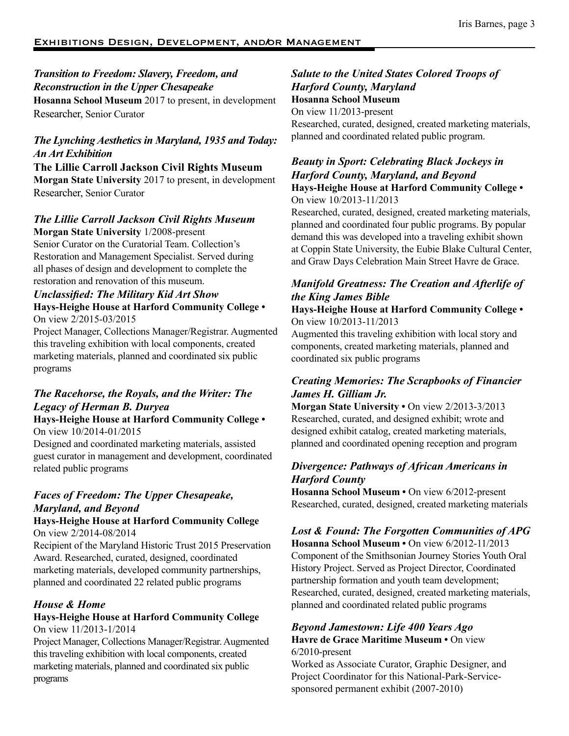## Exhibitions Design, Development, and/or Management

### *Transition to Freedom: Slavery, Freedom, and Reconstruction in the Upper Chesapeake*

**Hosanna School Museum** 2017 to present, in development
Researcher, Senior Curator

### *The Lynching Aesthetics in Maryland, 1935 and Today: An Art Exhibition*

**The Lillie Carroll Jackson Civil Rights Museum**
**Morgan State University** 2017 to present, in development
Researcher, Senior Curator

### *The Lillie Carroll Jackson Civil Rights Museum*

**Morgan State University** 1/2008-present
Senior Curator on the Curatorial Team. Collection's Restoration and Management Specialist. Served during all phases of design and development to complete the restoration and renovation of this museum.

### *Unclassified: The Military Kid Art Show*

**Hays-Heighe House at Harford Community College •** On view 2/2015-03/2015
Project Manager, Collections Manager/Registrar. Augmented this traveling exhibition with local components, created marketing materials, planned and coordinated six public programs

### *The Racehorse, the Royals, and the Writer: The Legacy of Herman B. Duryea*

**Hays-Heighe House at Harford Community College •** On view 10/2014-01/2015
Designed and coordinated marketing materials, assisted guest curator in management and development, coordinated related public programs

### *Faces of Freedom: The Upper Chesapeake, Maryland, and Beyond*

**Hays-Heighe House at Harford Community College**
On view 2/2014-08/2014
Recipient of the Maryland Historic Trust 2015 Preservation Award. Researched, curated, designed, coordinated marketing materials, developed community partnerships, planned and coordinated 22 related public programs

### *House & Home*

**Hays-Heighe House at Harford Community College**
On view 11/2013-1/2014
Project Manager, Collections Manager/Registrar. Augmented this traveling exhibition with local components, created marketing materials, planned and coordinated six public programs

### *Salute to the United States Colored Troops of Harford County, Maryland*

**Hosanna School Museum**
On view 11/2013-present
Researched, curated, designed, created marketing materials, planned and coordinated related public program.

### *Beauty in Sport: Celebrating Black Jockeys in Harford County, Maryland, and Beyond*

**Hays-Heighe House at Harford Community College •** On view 10/2013-11/2013
Researched, curated, designed, created marketing materials, planned and coordinated four public programs. By popular demand this was developed into a traveling exhibit shown at Coppin State University, the Eubie Blake Cultural Center, and Graw Days Celebration Main Street Havre de Grace.

### *Manifold Greatness: The Creation and Afterlife of the King James Bible*

**Hays-Heighe House at Harford Community College •** On view 10/2013-11/2013
Augmented this traveling exhibition with local story and components, created marketing materials, planned and coordinated six public programs

### *Creating Memories: The Scrapbooks of Financier James H. Gilliam Jr.*

**Morgan State University •** On view 2/2013-3/2013
Researched, curated, and designed exhibit; wrote and designed exhibit catalog, created marketing materials, planned and coordinated opening reception and program

### *Divergence: Pathways of African Americans in Harford County*

**Hosanna School Museum •** On view 6/2012-present
Researched, curated, designed, created marketing materials

### *Lost & Found: The Forgotten Communities of APG*

**Hosanna School Museum •** On view 6/2012-11/2013
Component of the Smithsonian Journey Stories Youth Oral History Project. Served as Project Director, Coordinated partnership formation and youth team development; Researched, curated, designed, created marketing materials, planned and coordinated related public programs

### *Beyond Jamestown: Life 400 Years Ago*

**Havre de Grace Maritime Museum •** On view 6/2010-present
Worked as Associate Curator, Graphic Designer, and Project Coordinator for this National-Park-Service-sponsored permanent exhibit (2007-2010)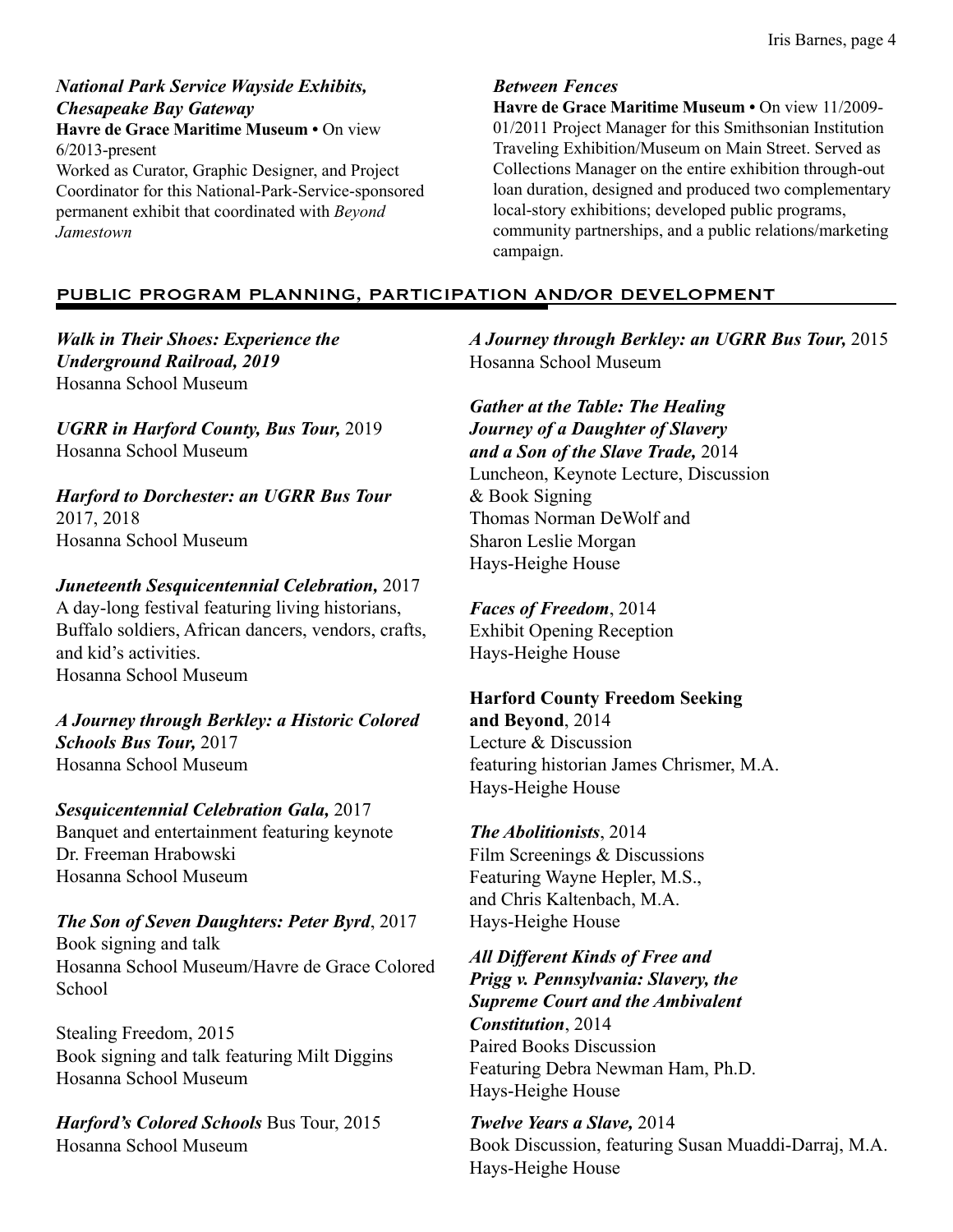***National Park Service Wayside Exhibits, Chesapeake Bay Gateway***
**Havre de Grace Maritime Museum •** On view 6/2013-present
Worked as Curator, Graphic Designer, and Project Coordinator for this National-Park-Service-sponsored permanent exhibit that coordinated with *Beyond Jamestown*

***Between Fences***
**Havre de Grace Maritime Museum •** On view 11/2009-01/2011 Project Manager for this Smithsonian Institution Traveling Exhibition/Museum on Main Street. Served as Collections Manager on the entire exhibition through-out loan duration, designed and produced two complementary local-story exhibitions; developed public programs, community partnerships, and a public relations/marketing campaign.

## PUBLIC PROGRAM PLANNING, PARTICIPATION AND/OR DEVELOPMENT

***Walk in Their Shoes: Experience the Underground Railroad, 2019***
Hosanna School Museum

***UGRR in Harford County, Bus Tour,*** 2019
Hosanna School Museum

***Harford to Dorchester: an UGRR Bus Tour***
2017, 2018
Hosanna School Museum

***Juneteenth Sesquicentennial Celebration,*** 2017
A day-long festival featuring living historians, Buffalo soldiers, African dancers, vendors, crafts, and kid's activities.
Hosanna School Museum

***A Journey through Berkley: a Historic Colored Schools Bus Tour,*** 2017
Hosanna School Museum

***Sesquicentennial Celebration Gala,*** 2017
Banquet and entertainment featuring keynote Dr. Freeman Hrabowski
Hosanna School Museum

***The Son of Seven Daughters: Peter Byrd***, 2017
Book signing and talk
Hosanna School Museum/Havre de Grace Colored School

Stealing Freedom, 2015
Book signing and talk featuring Milt Diggins
Hosanna School Museum

***Harford's Colored Schools*** Bus Tour, 2015
Hosanna School Museum

***A Journey through Berkley: an UGRR Bus Tour,*** 2015
Hosanna School Museum

***Gather at the Table: The Healing Journey of a Daughter of Slavery and a Son of the Slave Trade,*** 2014
Luncheon, Keynote Lecture, Discussion & Book Signing
Thomas Norman DeWolf and Sharon Leslie Morgan
Hays-Heighe House

***Faces of Freedom***, 2014
Exhibit Opening Reception
Hays-Heighe House

**Harford County Freedom Seeking and Beyond**, 2014
Lecture & Discussion
featuring historian James Chrismer, M.A.
Hays-Heighe House

***The Abolitionists***, 2014
Film Screenings & Discussions
Featuring Wayne Hepler, M.S., and Chris Kaltenbach, M.A.
Hays-Heighe House

***All Different Kinds of Free and Prigg v. Pennsylvania: Slavery, the Supreme Court and the Ambivalent Constitution***, 2014
Paired Books Discussion
Featuring Debra Newman Ham, Ph.D.
Hays-Heighe House

***Twelve Years a Slave,*** 2014
Book Discussion, featuring Susan Muaddi-Darraj, M.A.
Hays-Heighe House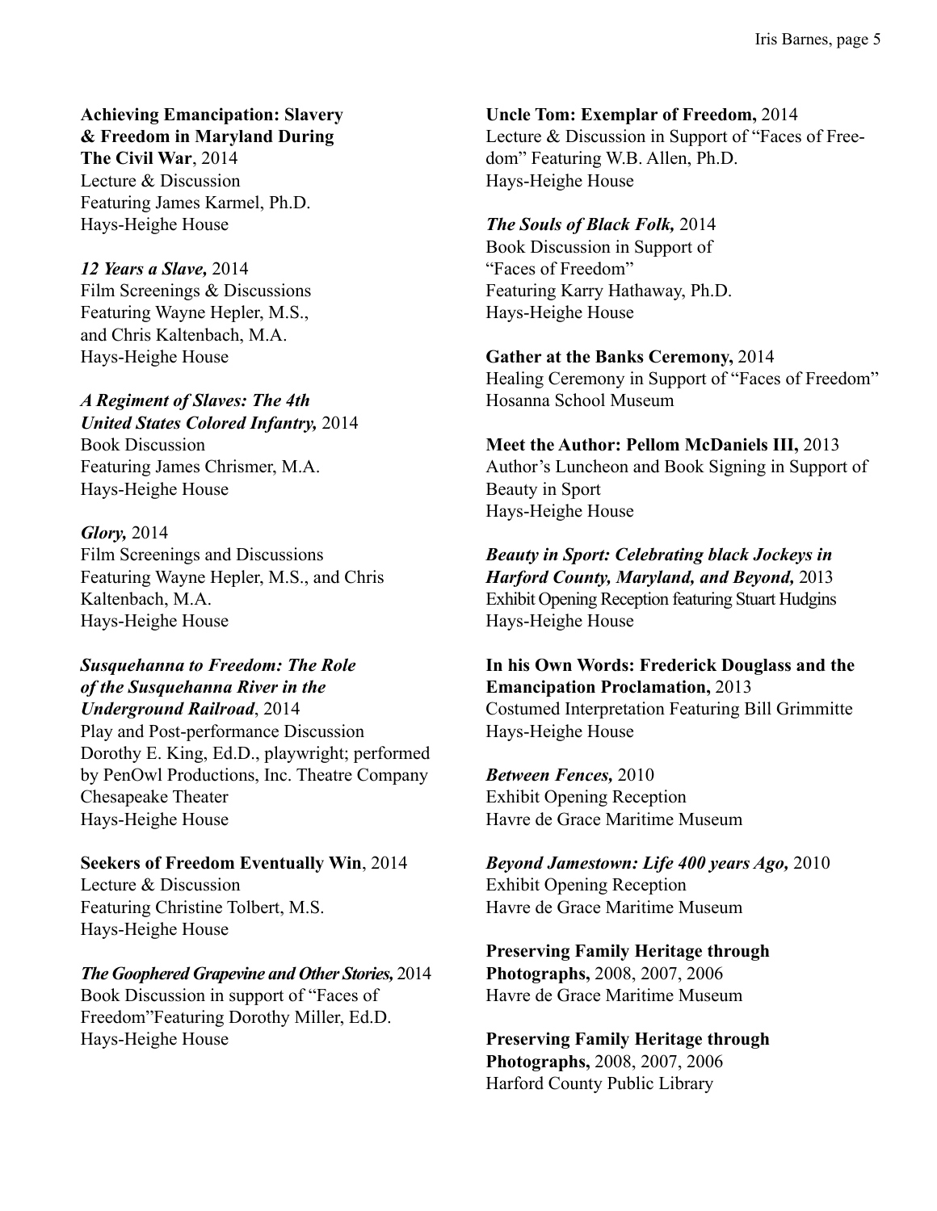**Achieving Emancipation: Slavery & Freedom in Maryland During The Civil War**, 2014
Lecture & Discussion
Featuring James Karmel, Ph.D.
Hays-Heighe House

***12 Years a Slave,*** 2014
Film Screenings & Discussions
Featuring Wayne Hepler, M.S., and Chris Kaltenbach, M.A.
Hays-Heighe House

***A Regiment of Slaves: The 4th United States Colored Infantry,*** 2014
Book Discussion
Featuring James Chrismer, M.A.
Hays-Heighe House

***Glory,*** 2014
Film Screenings and Discussions
Featuring Wayne Hepler, M.S., and Chris Kaltenbach, M.A.
Hays-Heighe House

***Susquehanna to Freedom: The Role of the Susquehanna River in the Underground Railroad***, 2014
Play and Post-performance Discussion
Dorothy E. King, Ed.D., playwright; performed by PenOwl Productions, Inc. Theatre Company
Chesapeake Theater
Hays-Heighe House

**Seekers of Freedom Eventually Win**, 2014
Lecture & Discussion
Featuring Christine Tolbert, M.S.
Hays-Heighe House

***The Goophered Grapevine and Other Stories,*** 2014
Book Discussion in support of "Faces of Freedom"Featuring Dorothy Miller, Ed.D.
Hays-Heighe House

**Uncle Tom: Exemplar of Freedom,** 2014
Lecture & Discussion in Support of "Faces of Freedom" Featuring W.B. Allen, Ph.D.
Hays-Heighe House

***The Souls of Black Folk,*** 2014
Book Discussion in Support of "Faces of Freedom"
Featuring Karry Hathaway, Ph.D.
Hays-Heighe House

**Gather at the Banks Ceremony,** 2014
Healing Ceremony in Support of "Faces of Freedom"
Hosanna School Museum

**Meet the Author: Pellom McDaniels III,** 2013
Author's Luncheon and Book Signing in Support of Beauty in Sport
Hays-Heighe House

***Beauty in Sport: Celebrating black Jockeys in Harford County, Maryland, and Beyond,*** 2013
Exhibit Opening Reception featuring Stuart Hudgins
Hays-Heighe House

**In his Own Words: Frederick Douglass and the Emancipation Proclamation,** 2013
Costumed Interpretation Featuring Bill Grimmitte
Hays-Heighe House

***Between Fences,*** 2010
Exhibit Opening Reception
Havre de Grace Maritime Museum

***Beyond Jamestown: Life 400 years Ago,*** 2010
Exhibit Opening Reception
Havre de Grace Maritime Museum

**Preserving Family Heritage through Photographs,** 2008, 2007, 2006
Havre de Grace Maritime Museum

**Preserving Family Heritage through Photographs,** 2008, 2007, 2006
Harford County Public Library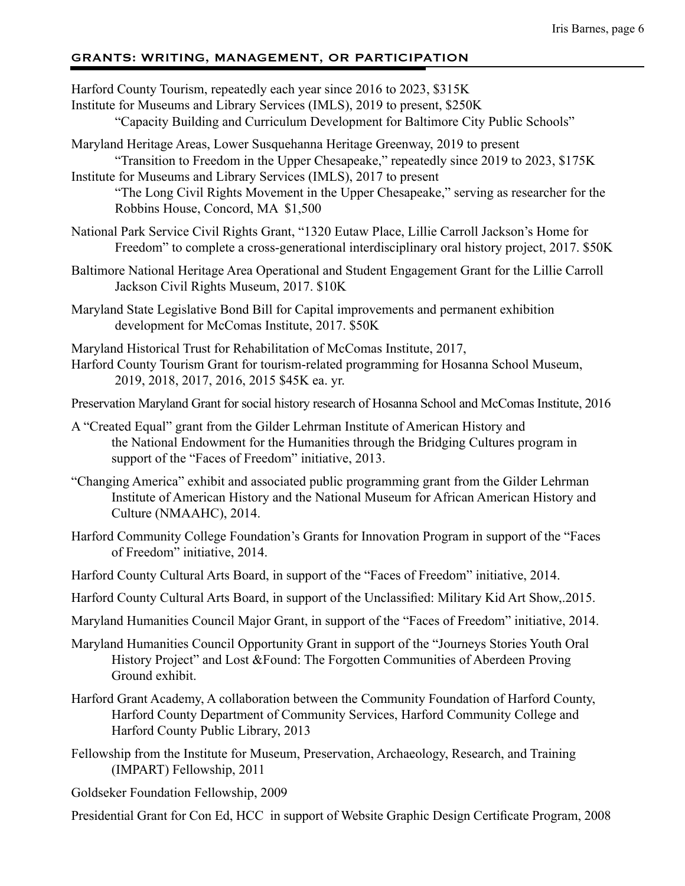## GRANTS: WRITING, MANAGEMENT, OR PARTICIPATION

Harford County Tourism, repeatedly each year since 2016 to 2023, $315K

Institute for Museums and Library Services (IMLS), 2019 to present, $250K
"Capacity Building and Curriculum Development for Baltimore City Public Schools"

Maryland Heritage Areas, Lower Susquehanna Heritage Greenway, 2019 to present
"Transition to Freedom in the Upper Chesapeake," repeatedly since 2019 to 2023, $175K

Institute for Museums and Library Services (IMLS), 2017 to present
"The Long Civil Rights Movement in the Upper Chesapeake," serving as researcher for the Robbins House, Concord, MA $1,500

National Park Service Civil Rights Grant, "1320 Eutaw Place, Lillie Carroll Jackson's Home for Freedom" to complete a cross-generational interdisciplinary oral history project, 2017. $50K

Baltimore National Heritage Area Operational and Student Engagement Grant for the Lillie Carroll Jackson Civil Rights Museum, 2017. $10K

Maryland State Legislative Bond Bill for Capital improvements and permanent exhibition development for McComas Institute, 2017. $50K

Maryland Historical Trust for Rehabilitation of McComas Institute, 2017,

Harford County Tourism Grant for tourism-related programming for Hosanna School Museum, 2019, 2018, 2017, 2016, 2015 $45K ea. yr.

Preservation Maryland Grant for social history research of Hosanna School and McComas Institute, 2016

A "Created Equal" grant from the Gilder Lehrman Institute of American History and the National Endowment for the Humanities through the Bridging Cultures program in support of the "Faces of Freedom" initiative, 2013.

"Changing America" exhibit and associated public programming grant from the Gilder Lehrman Institute of American History and the National Museum for African American History and Culture (NMAAHC), 2014.

Harford Community College Foundation's Grants for Innovation Program in support of the "Faces of Freedom" initiative, 2014.

Harford County Cultural Arts Board, in support of the "Faces of Freedom" initiative, 2014.

Harford County Cultural Arts Board, in support of the Unclassified: Military Kid Art Show,.2015.

Maryland Humanities Council Major Grant, in support of the "Faces of Freedom" initiative, 2014.

Maryland Humanities Council Opportunity Grant in support of the "Journeys Stories Youth Oral History Project" and Lost &Found: The Forgotten Communities of Aberdeen Proving Ground exhibit.

Harford Grant Academy, A collaboration between the Community Foundation of Harford County, Harford County Department of Community Services, Harford Community College and Harford County Public Library, 2013

Fellowship from the Institute for Museum, Preservation, Archaeology, Research, and Training (IMPART) Fellowship, 2011

Goldseker Foundation Fellowship, 2009

Presidential Grant for Con Ed, HCC in support of Website Graphic Design Certificate Program, 2008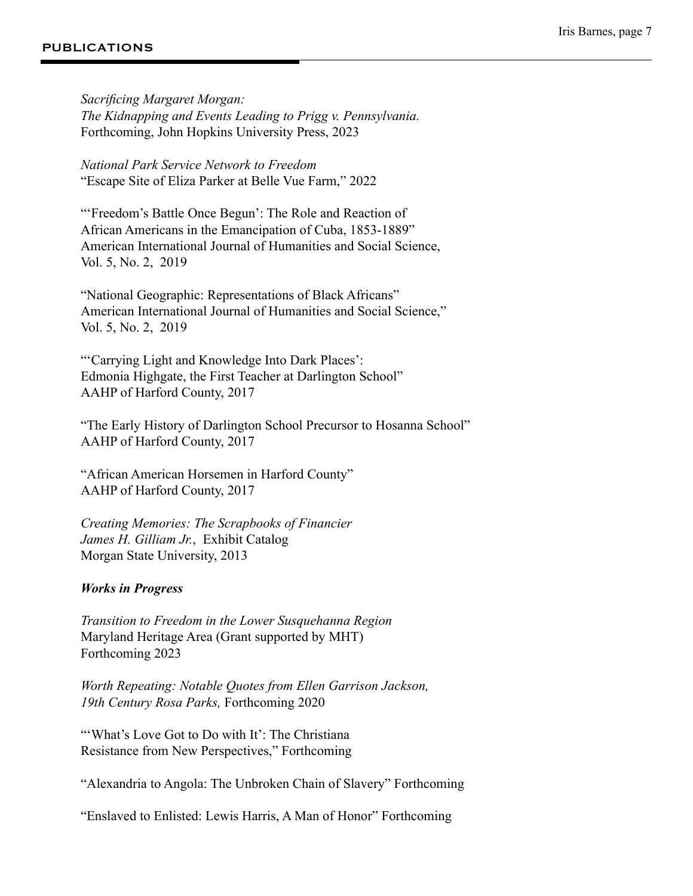## PUBLICATIONS

*Sacrificing Margaret Morgan:*
*The Kidnapping and Events Leading to Prigg v. Pennsylvania.*
Forthcoming, John Hopkins University Press, 2023

*National Park Service Network to Freedom*
"Escape Site of Eliza Parker at Belle Vue Farm," 2022

"'Freedom's Battle Once Begun': The Role and Reaction of
African Americans in the Emancipation of Cuba, 1853-1889"
American International Journal of Humanities and Social Science,
Vol. 5, No. 2, 2019

"National Geographic: Representations of Black Africans"
American International Journal of Humanities and Social Science,"
Vol. 5, No. 2, 2019

"'Carrying Light and Knowledge Into Dark Places':
Edmonia Highgate, the First Teacher at Darlington School"
AAHP of Harford County, 2017

"The Early History of Darlington School Precursor to Hosanna School"
AAHP of Harford County, 2017

"African American Horsemen in Harford County"
AAHP of Harford County, 2017

*Creating Memories: The Scrapbooks of Financier*
*James H. Gilliam Jr.*, Exhibit Catalog
Morgan State University, 2013

***Works in Progress***

*Transition to Freedom in the Lower Susquehanna Region*
Maryland Heritage Area (Grant supported by MHT)
Forthcoming 2023

*Worth Repeating: Notable Quotes from Ellen Garrison Jackson,*
*19th Century Rosa Parks,* Forthcoming 2020

"'What's Love Got to Do with It': The Christiana
Resistance from New Perspectives," Forthcoming

"Alexandria to Angola: The Unbroken Chain of Slavery" Forthcoming

"Enslaved to Enlisted: Lewis Harris, A Man of Honor" Forthcoming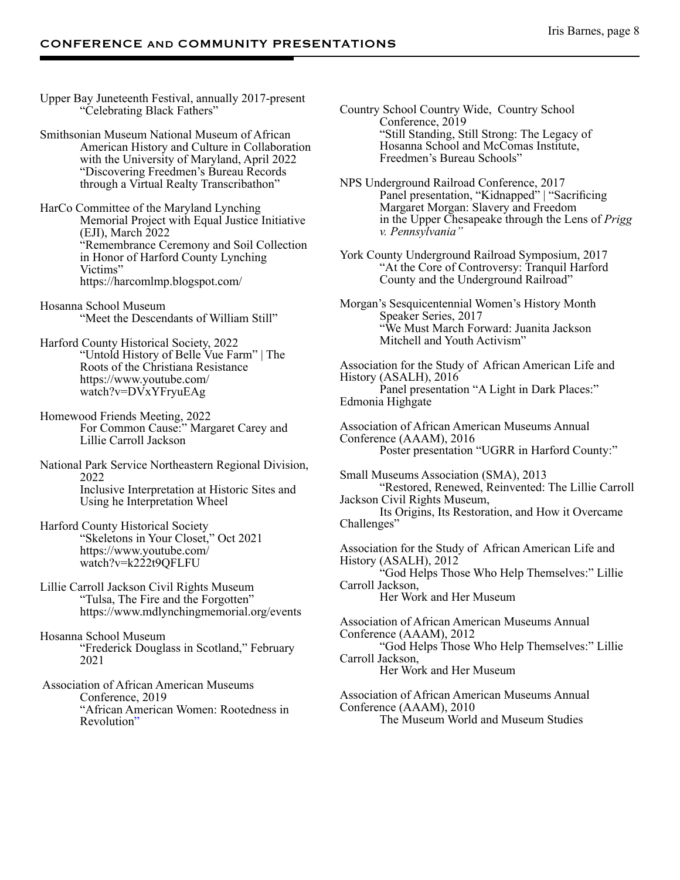## CONFERENCE and COMMUNITY PRESENTATIONS

Upper Bay Juneteenth Festival, annually 2017-present
"Celebrating Black Fathers"

Smithsonian Museum National Museum of African American History and Culture in Collaboration with the University of Maryland, April 2022
"Discovering Freedmen's Bureau Records through a Virtual Realty Transcribathon"

HarCo Committee of the Maryland Lynching Memorial Project with Equal Justice Initiative (EJI), March 2022
"Remembrance Ceremony and Soil Collection in Honor of Harford County Lynching Victims"
https://harcomlmp.blogspot.com/

Hosanna School Museum
"Meet the Descendants of William Still"

Harford County Historical Society, 2022
"Untold History of Belle Vue Farm" | The Roots of the Christiana Resistance
https://www.youtube.com/watch?v=DVxYFryuEAg

Homewood Friends Meeting, 2022
For Common Cause:" Margaret Carey and Lillie Carroll Jackson

National Park Service Northeastern Regional Division, 2022
Inclusive Interpretation at Historic Sites and Using he Interpretation Wheel

Harford County Historical Society
"Skeletons in Your Closet," Oct 2021
https://www.youtube.com/watch?v=k222t9QFLFU

Lillie Carroll Jackson Civil Rights Museum
"Tulsa, The Fire and the Forgotten"
https://www.mdlynchingmemorial.org/events

Hosanna School Museum
"Frederick Douglass in Scotland," February 2021

Association of African American Museums Conference, 2019
"African American Women: Rootedness in Revolution"

Country School Country Wide, Country School Conference, 2019
"Still Standing, Still Strong: The Legacy of Hosanna School and McComas Institute, Freedmen's Bureau Schools"

NPS Underground Railroad Conference, 2017
Panel presentation, "Kidnapped" | "Sacrificing Margaret Morgan: Slavery and Freedom in the Upper Chesapeake through the Lens of *Prigg v. Pennsylvania"*

York County Underground Railroad Symposium, 2017
"At the Core of Controversy: Tranquil Harford County and the Underground Railroad"

Morgan's Sesquicentennial Women's History Month Speaker Series, 2017
"We Must March Forward: Juanita Jackson Mitchell and Youth Activism"

Association for the Study of African American Life and History (ASALH), 2016
Panel presentation "A Light in Dark Places:" Edmonia Highgate

Association of African American Museums Annual Conference (AAAM), 2016
Poster presentation "UGRR in Harford County:"

Small Museums Association (SMA), 2013
"Restored, Renewed, Reinvented: The Lillie Carroll Jackson Civil Rights Museum,
Its Origins, Its Restoration, and How it Overcame Challenges"

Association for the Study of African American Life and History (ASALH), 2012
"God Helps Those Who Help Themselves:" Lillie Carroll Jackson,
Her Work and Her Museum

Association of African American Museums Annual Conference (AAAM), 2012
"God Helps Those Who Help Themselves:" Lillie Carroll Jackson,
Her Work and Her Museum

Association of African American Museums Annual Conference (AAAM), 2010
The Museum World and Museum Studies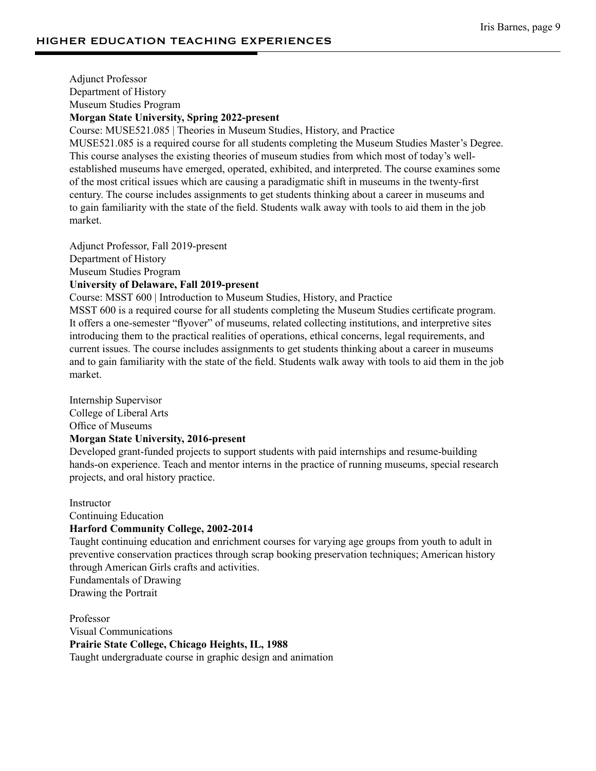## HIGHER EDUCATION TEACHING EXPERIENCES

Adjunct Professor
Department of History
Museum Studies Program
**Morgan State University, Spring 2022-present**
Course: MUSE521.085 | Theories in Museum Studies, History, and Practice
MUSE521.085 is a required course for all students completing the Museum Studies Master's Degree. This course analyses the existing theories of museum studies from which most of today's well-established museums have emerged, operated, exhibited, and interpreted. The course examines some of the most critical issues which are causing a paradigmatic shift in museums in the twenty-first century. The course includes assignments to get students thinking about a career in museums and to gain familiarity with the state of the field. Students walk away with tools to aid them in the job market.

Adjunct Professor, Fall 2019-present
Department of History
Museum Studies Program
**University of Delaware, Fall 2019-present**
Course: MSST 600 | Introduction to Museum Studies, History, and Practice
MSST 600 is a required course for all students completing the Museum Studies certificate program. It offers a one-semester "flyover" of museums, related collecting institutions, and interpretive sites introducing them to the practical realities of operations, ethical concerns, legal requirements, and current issues. The course includes assignments to get students thinking about a career in museums and to gain familiarity with the state of the field. Students walk away with tools to aid them in the job market.

Internship Supervisor
College of Liberal Arts
Office of Museums
**Morgan State University, 2016-present**
Developed grant-funded projects to support students with paid internships and resume-building hands-on experience. Teach and mentor interns in the practice of running museums, special research projects, and oral history practice.

Instructor
Continuing Education
**Harford Community College, 2002-2014**
Taught continuing education and enrichment courses for varying age groups from youth to adult in preventive conservation practices through scrap booking preservation techniques; American history through American Girls crafts and activities.
Fundamentals of Drawing
Drawing the Portrait

Professor
Visual Communications
**Prairie State College, Chicago Heights, IL, 1988**
Taught undergraduate course in graphic design and animation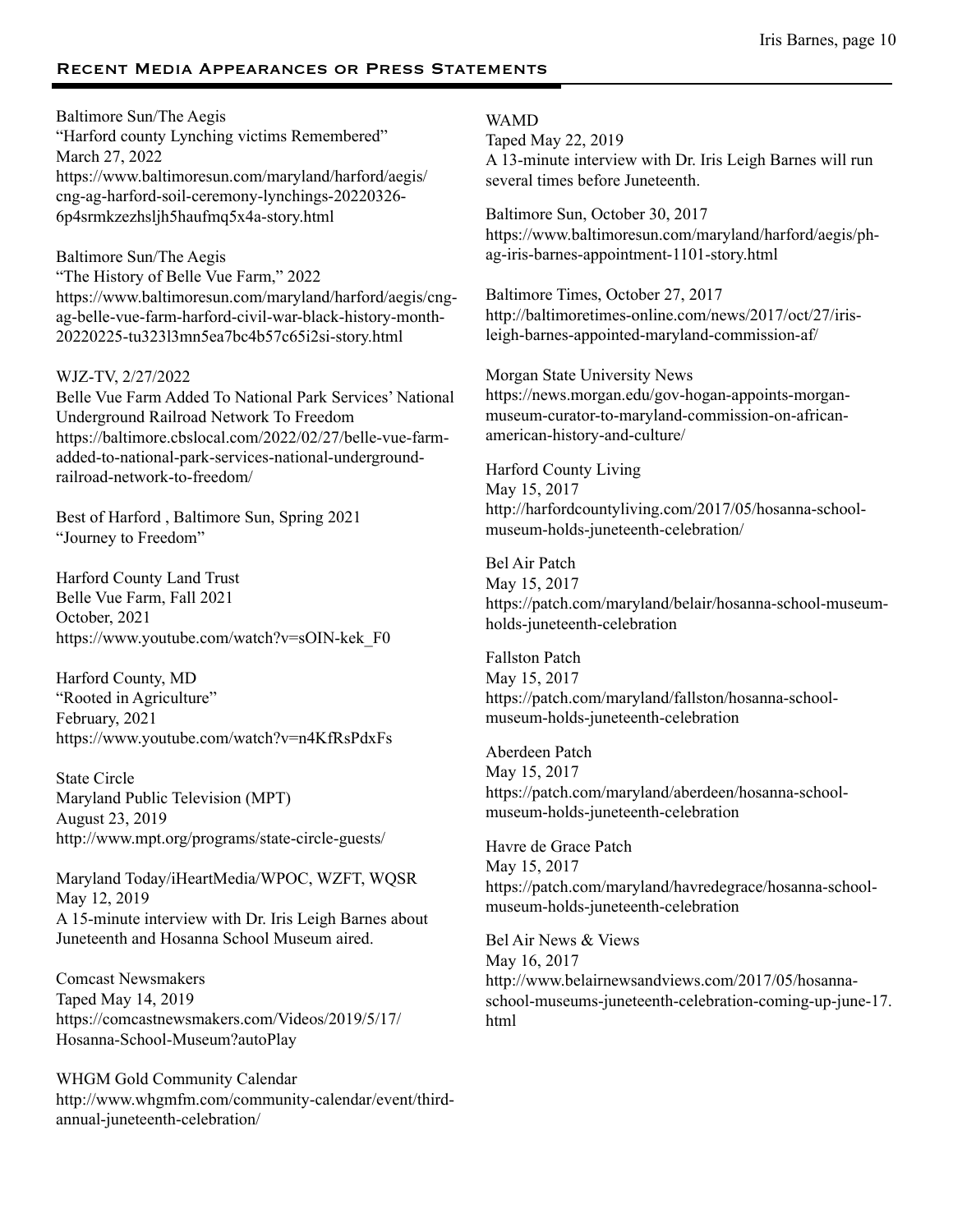## Recent Media Appearances or Press Statements

Baltimore Sun/The Aegis
"Harford county Lynching victims Remembered"
March 27, 2022
https://www.baltimoresun.com/maryland/harford/aegis/cng-ag-harford-soil-ceremony-lynchings-20220326-6p4srmkzezhsljh5haufmq5x4a-story.html

Baltimore Sun/The Aegis
"The History of Belle Vue Farm," 2022
https://www.baltimoresun.com/maryland/harford/aegis/cng-ag-belle-vue-farm-harford-civil-war-black-history-month-20220225-tu323l3mn5ea7bc4b57c65i2si-story.html

WJZ-TV, 2/27/2022
Belle Vue Farm Added To National Park Services' National Underground Railroad Network To Freedom
https://baltimore.cbslocal.com/2022/02/27/belle-vue-farm-added-to-national-park-services-national-underground-railroad-network-to-freedom/

Best of Harford , Baltimore Sun, Spring 2021
"Journey to Freedom"

Harford County Land Trust
Belle Vue Farm, Fall 2021
October, 2021
https://www.youtube.com/watch?v=sOIN-kek_F0

Harford County, MD
"Rooted in Agriculture"
February, 2021
https://www.youtube.com/watch?v=n4KfRsPdxFs

State Circle
Maryland Public Television (MPT)
August 23, 2019
http://www.mpt.org/programs/state-circle-guests/

Maryland Today/iHeartMedia/WPOC, WZFT, WQSR
May 12, 2019
A 15-minute interview with Dr. Iris Leigh Barnes about Juneteenth and Hosanna School Museum aired.

Comcast Newsmakers
Taped May 14, 2019
https://comcastnewsmakers.com/Videos/2019/5/17/Hosanna-School-Museum?autoPlay

WHGM Gold Community Calendar
http://www.whgmfm.com/community-calendar/event/third-annual-juneteenth-celebration/

WAMD
Taped May 22, 2019
A 13-minute interview with Dr. Iris Leigh Barnes will run several times before Juneteenth.

Baltimore Sun, October 30, 2017
https://www.baltimoresun.com/maryland/harford/aegis/ph-ag-iris-barnes-appointment-1101-story.html

Baltimore Times, October 27, 2017
http://baltimoretimes-online.com/news/2017/oct/27/iris-leigh-barnes-appointed-maryland-commission-af/

Morgan State University News
https://news.morgan.edu/gov-hogan-appoints-morgan-museum-curator-to-maryland-commission-on-african-american-history-and-culture/

Harford County Living
May 15, 2017
http://harfordcountyliving.com/2017/05/hosanna-school-museum-holds-juneteenth-celebration/

Bel Air Patch
May 15, 2017
https://patch.com/maryland/belair/hosanna-school-museum-holds-juneteenth-celebration

Fallston Patch
May 15, 2017
https://patch.com/maryland/fallston/hosanna-school-museum-holds-juneteenth-celebration

Aberdeen Patch
May 15, 2017
https://patch.com/maryland/aberdeen/hosanna-school-museum-holds-juneteenth-celebration

Havre de Grace Patch
May 15, 2017
https://patch.com/maryland/havredegrace/hosanna-school-museum-holds-juneteenth-celebration

Bel Air News & Views
May 16, 2017
http://www.belairnewsandviews.com/2017/05/hosanna-school-museums-juneteenth-celebration-coming-up-june-17.html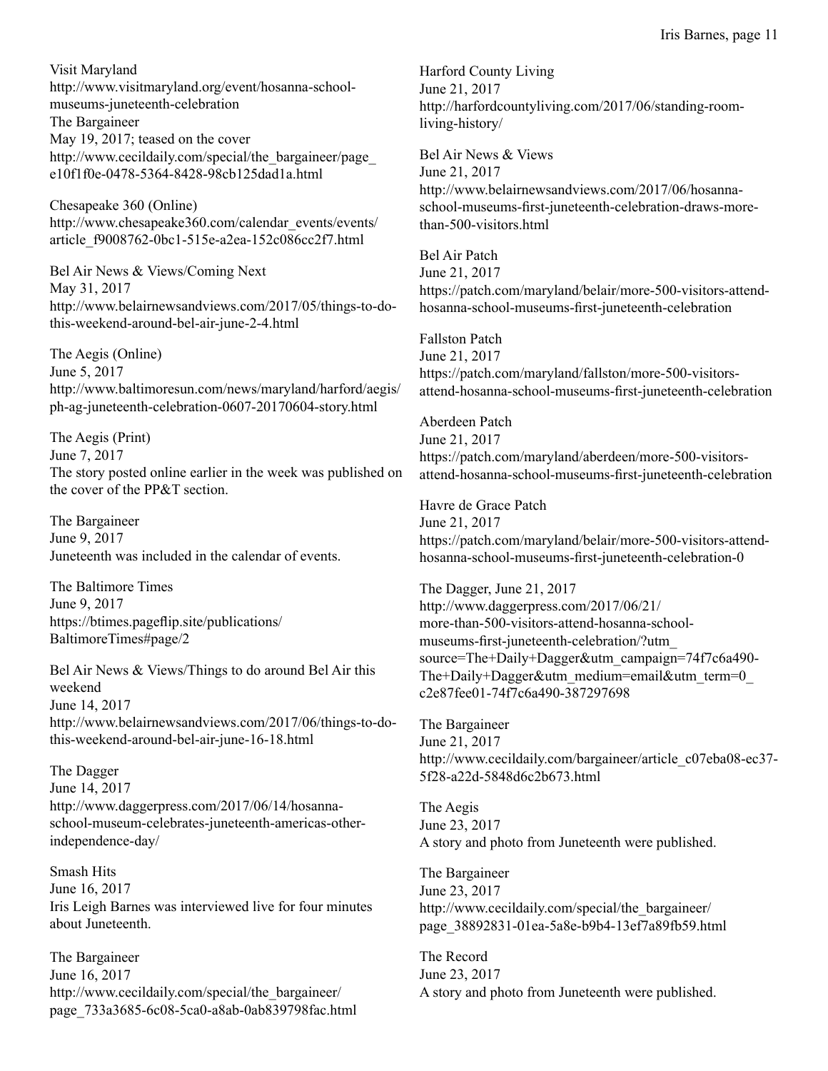Visit Maryland
http://www.visitmaryland.org/event/hosanna-school-museums-juneteenth-celebration
The Bargaineer
May 19, 2017; teased on the cover
http://www.cecildaily.com/special/the_bargaineer/page_e10f1f0e-0478-5364-8428-98cb125dad1a.html

Chesapeake 360 (Online)
http://www.chesapeake360.com/calendar_events/events/article_f9008762-0bc1-515e-a2ea-152c086cc2f7.html

Bel Air News & Views/Coming Next
May 31, 2017
http://www.belairnewsandviews.com/2017/05/things-to-do-this-weekend-around-bel-air-june-2-4.html

The Aegis (Online)
June 5, 2017
http://www.baltimoresun.com/news/maryland/harford/aegis/ph-ag-juneteenth-celebration-0607-20170604-story.html

The Aegis (Print)
June 7, 2017
The story posted online earlier in the week was published on the cover of the PP&T section.

The Bargaineer
June 9, 2017
Juneteenth was included in the calendar of events.

The Baltimore Times
June 9, 2017
https://btimes.pageflip.site/publications/BaltimoreTimes#page/2

Bel Air News & Views/Things to do around Bel Air this weekend
June 14, 2017
http://www.belairnewsandviews.com/2017/06/things-to-do-this-weekend-around-bel-air-june-16-18.html

The Dagger
June 14, 2017
http://www.daggerpress.com/2017/06/14/hosanna-school-museum-celebrates-juneteenth-americas-other-independence-day/

Smash Hits
June 16, 2017
Iris Leigh Barnes was interviewed live for four minutes about Juneteenth.

The Bargaineer
June 16, 2017
http://www.cecildaily.com/special/the_bargaineer/page_733a3685-6c08-5ca0-a8ab-0ab839798fac.html

Harford County Living
June 21, 2017
http://harfordcountyliving.com/2017/06/standing-room-living-history/

Bel Air News & Views
June 21, 2017
http://www.belairnewsandviews.com/2017/06/hosanna-school-museums-first-juneteenth-celebration-draws-more-than-500-visitors.html

Bel Air Patch
June 21, 2017
https://patch.com/maryland/belair/more-500-visitors-attend-hosanna-school-museums-first-juneteenth-celebration

Fallston Patch
June 21, 2017
https://patch.com/maryland/fallston/more-500-visitors-attend-hosanna-school-museums-first-juneteenth-celebration

Aberdeen Patch
June 21, 2017
https://patch.com/maryland/aberdeen/more-500-visitors-attend-hosanna-school-museums-first-juneteenth-celebration

Havre de Grace Patch
June 21, 2017
https://patch.com/maryland/belair/more-500-visitors-attend-hosanna-school-museums-first-juneteenth-celebration-0

The Dagger, June 21, 2017
http://www.daggerpress.com/2017/06/21/more-than-500-visitors-attend-hosanna-school-museums-first-juneteenth-celebration/?utm_source=The+Daily+Dagger&utm_campaign=74f7c6a490-The+Daily+Dagger&utm_medium=email&utm_term=0_c2e87fee01-74f7c6a490-387297698

The Bargaineer
June 21, 2017
http://www.cecildaily.com/bargaineer/article_c07eba08-ec37-5f28-a22d-5848d6c2b673.html

The Aegis
June 23, 2017
A story and photo from Juneteenth were published.

The Bargaineer
June 23, 2017
http://www.cecildaily.com/special/the_bargaineer/page_38892831-01ea-5a8e-b9b4-13ef7a89fb59.html

The Record
June 23, 2017
A story and photo from Juneteenth were published.